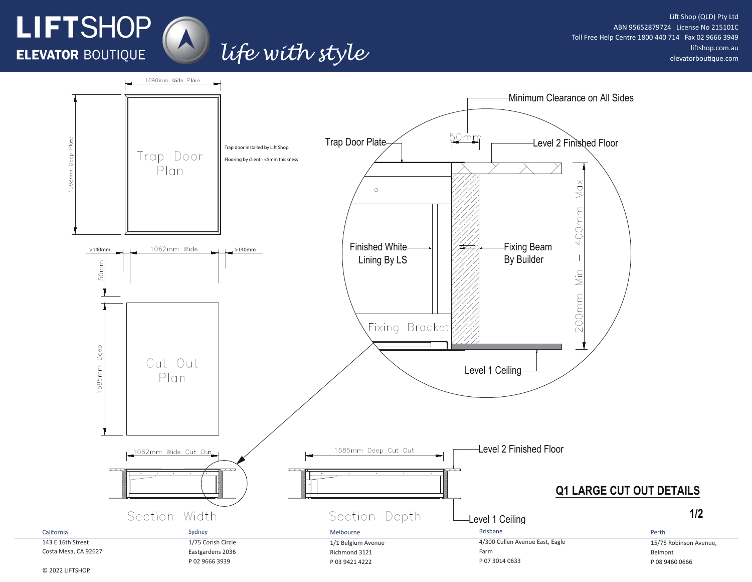# LIFTSHOP ELEVATOR BOUTIQUE

*life with style*

Lift Shop (QLD) Pty Ltd
ABN 95652879724 License No 215101C
Toll Free Help Centre 1800 440 714 Fax 02 9666 3949
liftshop.com.au
elevatorboutique.com

## Q1 LARGE CUT OUT DETAILS

### Trap Door Plan

- 1098mm Wide Plate
- 1598mm Deep Plate

Trap door installed by Lift Shop.

Flooring by client - <5mm thickness

### Cut Out Plan

- >140mm
- 1062mm Wide
- >140mm
- 50mm
- 1585mm Deep

### Detail

- Minimum Clearance on All Sides
- 50mm
- Trap Door Plate
- Level 2 Finished Floor
- Finished White Lining By LS
- Fixing Beam By Builder
- 200mm Min – 400mm Max
- Fixing Bracket
- Level 1 Ceiling

### Section Width

- 1062mm Wide Cut Out

### Section Depth

- 1585mm Deep Cut Out
- Level 2 Finished Floor
- Level 1 Ceiling

1/2

| California | Sydney | Melbourne | Brisbane | Perth |
|---|---|---|---|---|
| 143 E 16th Street<br>Costa Mesa, CA 92627 | 1/75 Corish Circle<br>Eastgardens 2036<br>P 02 9666 3939 | 1/1 Belgium Avenue<br>Richmond 3121<br>P 03 9421 4222 | 4/300 Cullen Avenue East, Eagle Farm<br>P 07 3014 0633 | 15/75 Robinson Avenue,<br>Belmont<br>P 08 9460 0666 |

© 2022 LIFTSHOP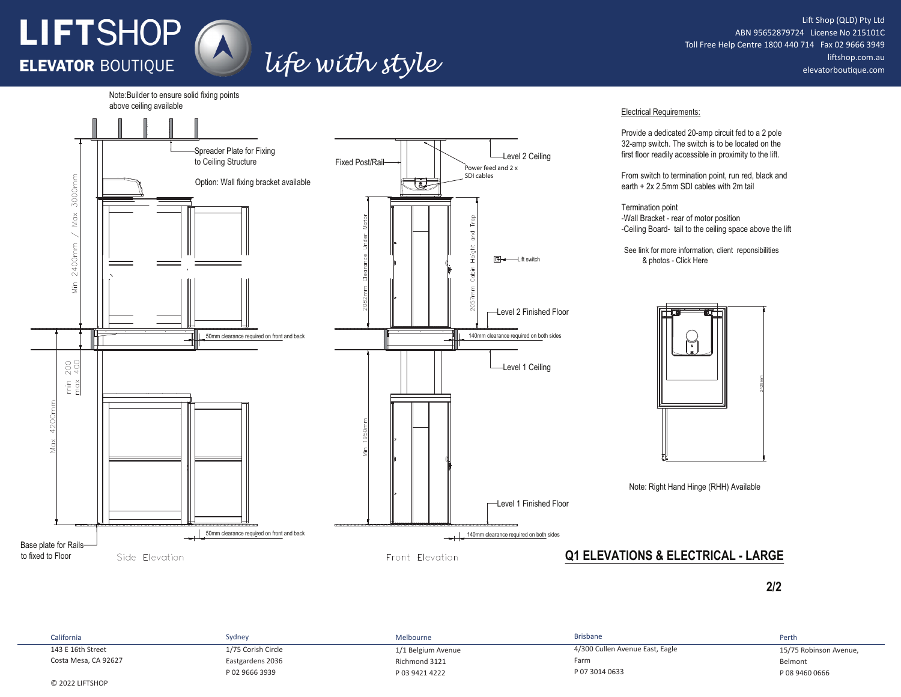LIFTSHOP
ELEVATOR BOUTIQUE

*life with style*

Lift Shop (QLD) Pty Ltd
ABN 95652879724 License No 215101C
Toll Free Help Centre 1800 440 714 Fax 02 9666 3949
liftshop.com.au
elevatorboutique.com

Note:Builder to ensure solid fixing points above ceiling available

Spreader Plate for Fixing to Ceiling Structure

Option: Wall fixing bracket available

Min 2400mm / Max 3000mm

50mm clearance required on front and back

min 200 max 400

Max 4200mm

50mm clearance required on front and back

Base plate for Rails to fixed to Floor

Side Elevation

Fixed Post/Rail

Level 2 Ceiling

Power feed and 2 x SDI cables

2082mm Clearance Under Motor

2057mm Cabin Height and Trap

Lift switch

Level 2 Finished Floor

140mm clearance required on both sides

Level 1 Ceiling

Min 1950mm

Level 1 Finished Floor

140mm clearance required on both sides

Front Elevation

Electrical Requirements:

Provide a dedicated 20-amp circuit fed to a 2 pole 32-amp switch. The switch is to be located on the first floor readily accessible in proximity to the lift.

From switch to termination point, run red, black and earth + 2x 2.5mm SDI cables with 2m tail

Termination point
-Wall Bracket - rear of motor position
-Ceiling Board- tail to the ceiling space above the lift

See link for more information, client reponsibilities & photos - Click Here

2428mm

Note: Right Hand Hinge (RHH) Available

## Q1 ELEVATIONS & ELECTRICAL - LARGE

| California | Sydney | Melbourne | Brisbane | Perth |
|---|---|---|---|---|
| 143 E 16th Street | 1/75 Corish Circle | 1/1 Belgium Avenue | 4/300 Cullen Avenue East, Eagle | 15/75 Robinson Avenue, |
| Costa Mesa, CA 92627 | Eastgardens 2036 | Richmond 3121 | Farm | Belmont |
| | P 02 9666 3939 | P 03 9421 4222 | P 07 3014 0633 | P 08 9460 0666 |

© 2022 LIFTSHOP